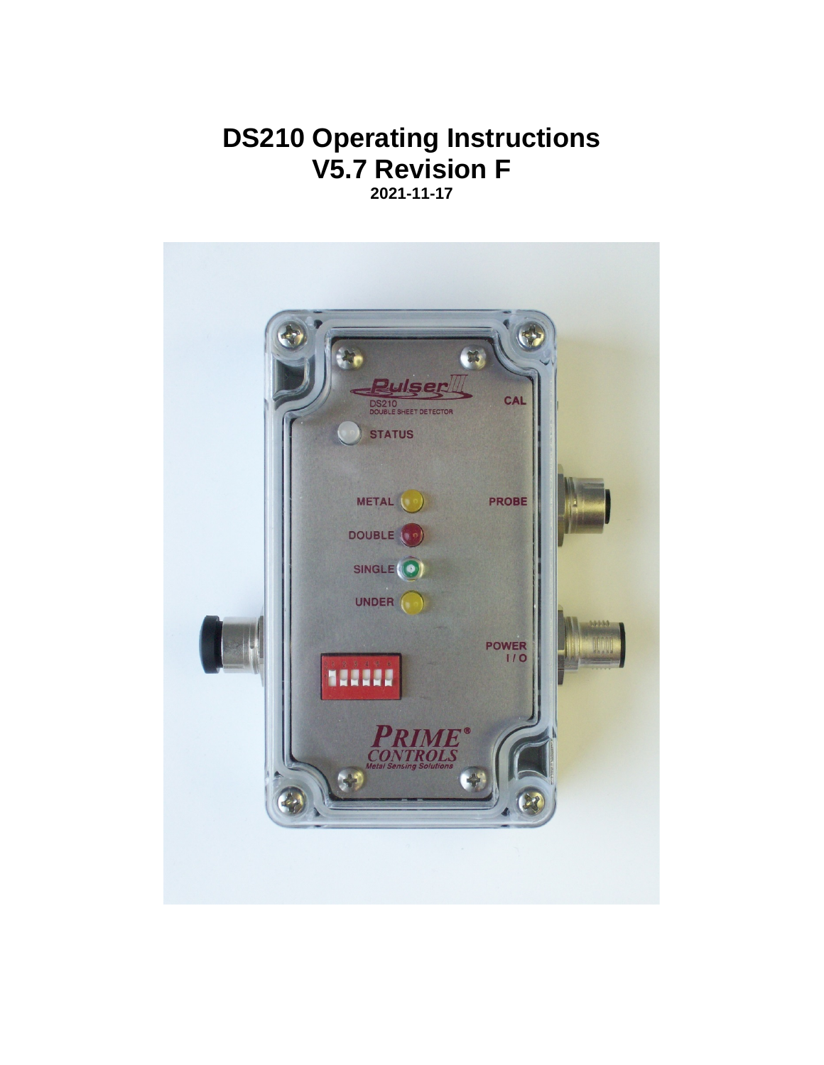# DS210 Operating Instructions
# V5.7 Revision F

**2021-11-17**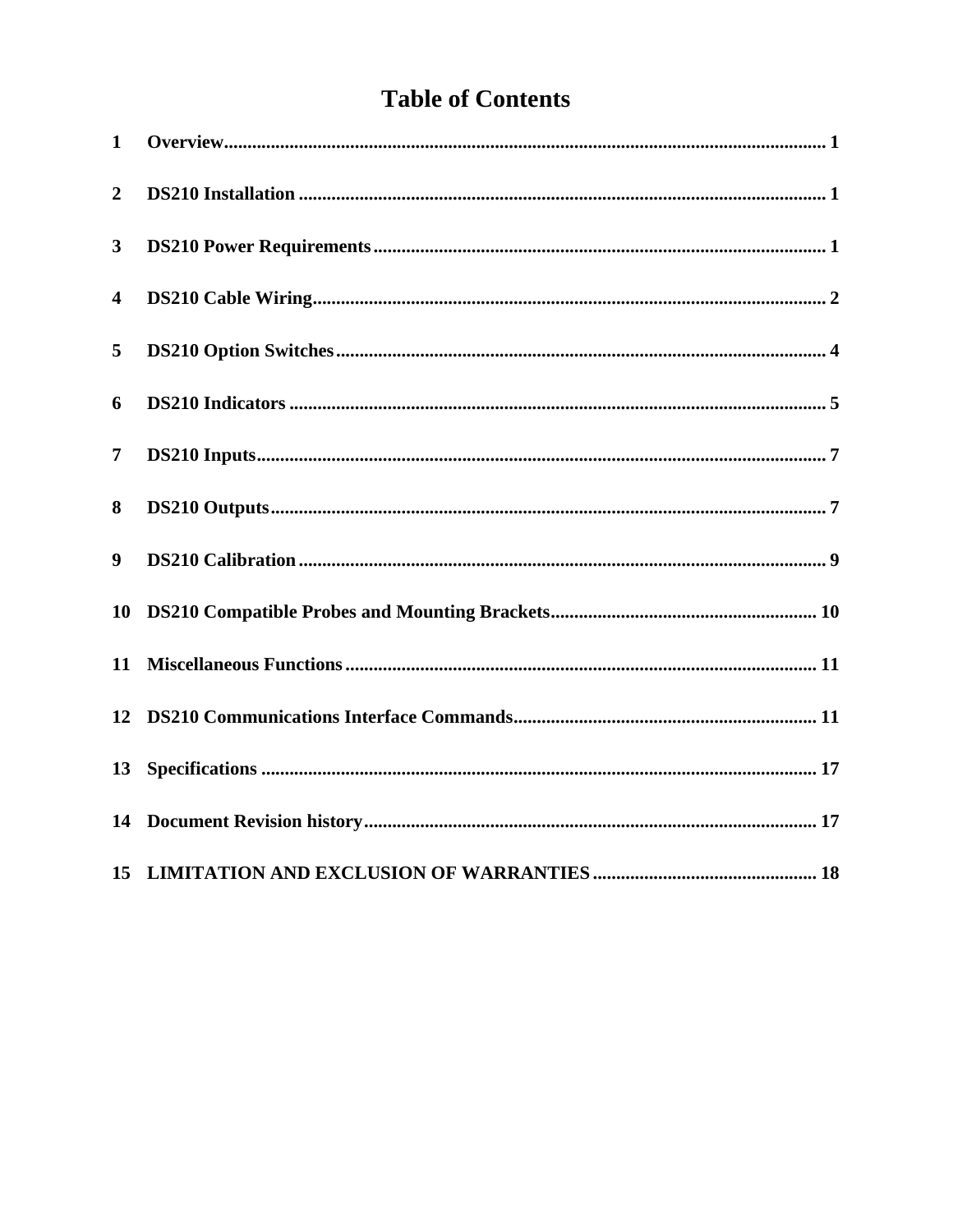# Table of Contents

| | | |
|---|---|---|
| 1 | Overview | 1 |
| 2 | DS210 Installation | 1 |
| 3 | DS210 Power Requirements | 1 |
| 4 | DS210 Cable Wiring | 2 |
| 5 | DS210 Option Switches | 4 |
| 6 | DS210 Indicators | 5 |
| 7 | DS210 Inputs | 7 |
| 8 | DS210 Outputs | 7 |
| 9 | DS210 Calibration | 9 |
| 10 | DS210 Compatible Probes and Mounting Brackets | 10 |
| 11 | Miscellaneous Functions | 11 |
| 12 | DS210 Communications Interface Commands | 11 |
| 13 | Specifications | 17 |
| 14 | Document Revision history | 17 |
| 15 | LIMITATION AND EXCLUSION OF WARRANTIES | 18 |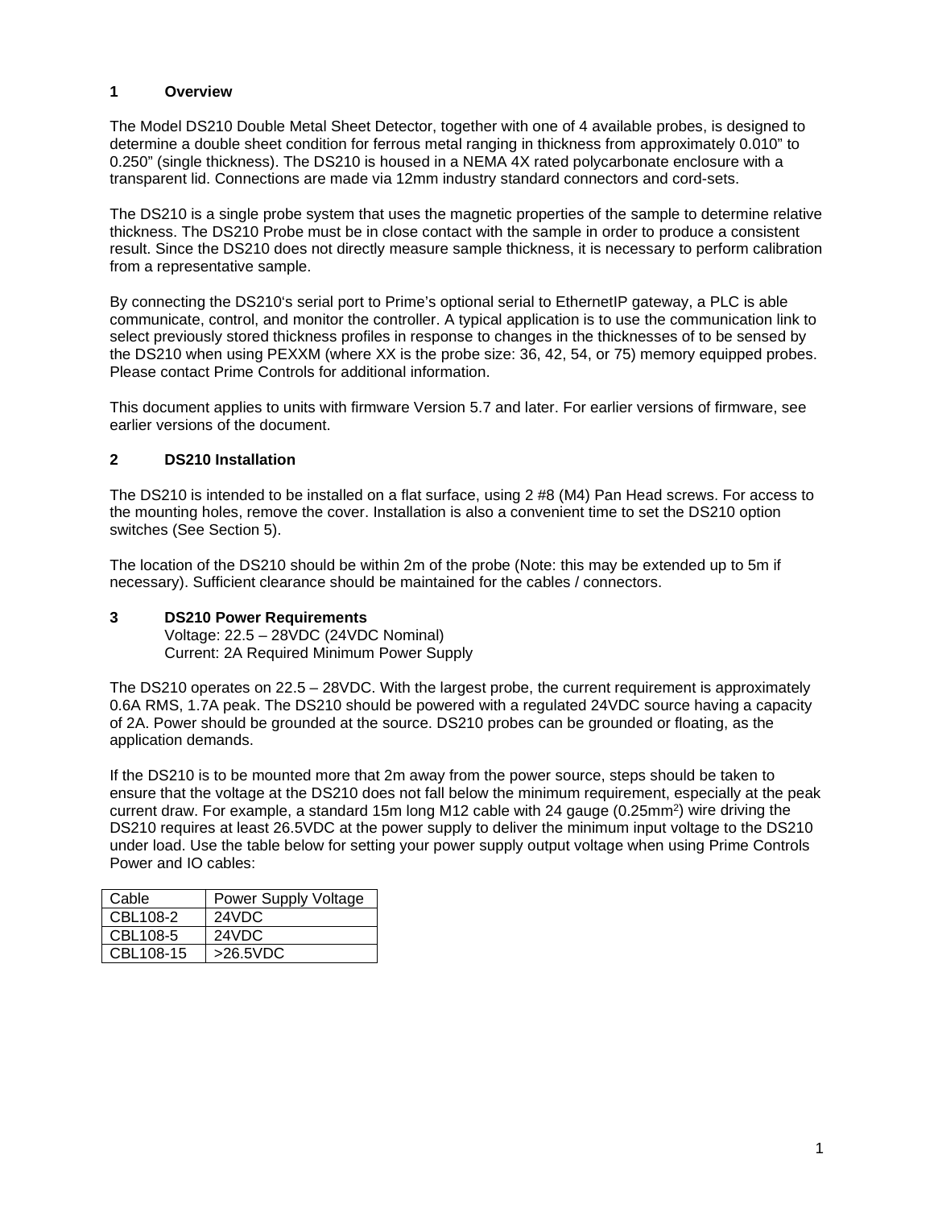## 1 Overview

The Model DS210 Double Metal Sheet Detector, together with one of 4 available probes, is designed to determine a double sheet condition for ferrous metal ranging in thickness from approximately 0.010" to 0.250" (single thickness). The DS210 is housed in a NEMA 4X rated polycarbonate enclosure with a transparent lid. Connections are made via 12mm industry standard connectors and cord-sets.

The DS210 is a single probe system that uses the magnetic properties of the sample to determine relative thickness. The DS210 Probe must be in close contact with the sample in order to produce a consistent result. Since the DS210 does not directly measure sample thickness, it is necessary to perform calibration from a representative sample.

By connecting the DS210's serial port to Prime's optional serial to EthernetIP gateway, a PLC is able communicate, control, and monitor the controller. A typical application is to use the communication link to select previously stored thickness profiles in response to changes in the thicknesses of to be sensed by the DS210 when using PEXXM (where XX is the probe size: 36, 42, 54, or 75) memory equipped probes. Please contact Prime Controls for additional information.

This document applies to units with firmware Version 5.7 and later. For earlier versions of firmware, see earlier versions of the document.

## 2 DS210 Installation

The DS210 is intended to be installed on a flat surface, using 2 #8 (M4) Pan Head screws. For access to the mounting holes, remove the cover. Installation is also a convenient time to set the DS210 option switches (See Section 5).

The location of the DS210 should be within 2m of the probe (Note: this may be extended up to 5m if necessary). Sufficient clearance should be maintained for the cables / connectors.

## 3 DS210 Power Requirements

Voltage: 22.5 – 28VDC (24VDC Nominal)
Current: 2A Required Minimum Power Supply

The DS210 operates on 22.5 – 28VDC. With the largest probe, the current requirement is approximately 0.6A RMS, 1.7A peak. The DS210 should be powered with a regulated 24VDC source having a capacity of 2A. Power should be grounded at the source. DS210 probes can be grounded or floating, as the application demands.

If the DS210 is to be mounted more that 2m away from the power source, steps should be taken to ensure that the voltage at the DS210 does not fall below the minimum requirement, especially at the peak current draw. For example, a standard 15m long M12 cable with 24 gauge (0.25mm$^2$) wire driving the DS210 requires at least 26.5VDC at the power supply to deliver the minimum input voltage to the DS210 under load. Use the table below for setting your power supply output voltage when using Prime Controls Power and IO cables:

| Cable | Power Supply Voltage |
|---|---|
| CBL108-2 | 24VDC |
| CBL108-5 | 24VDC |
| CBL108-15 | >26.5VDC |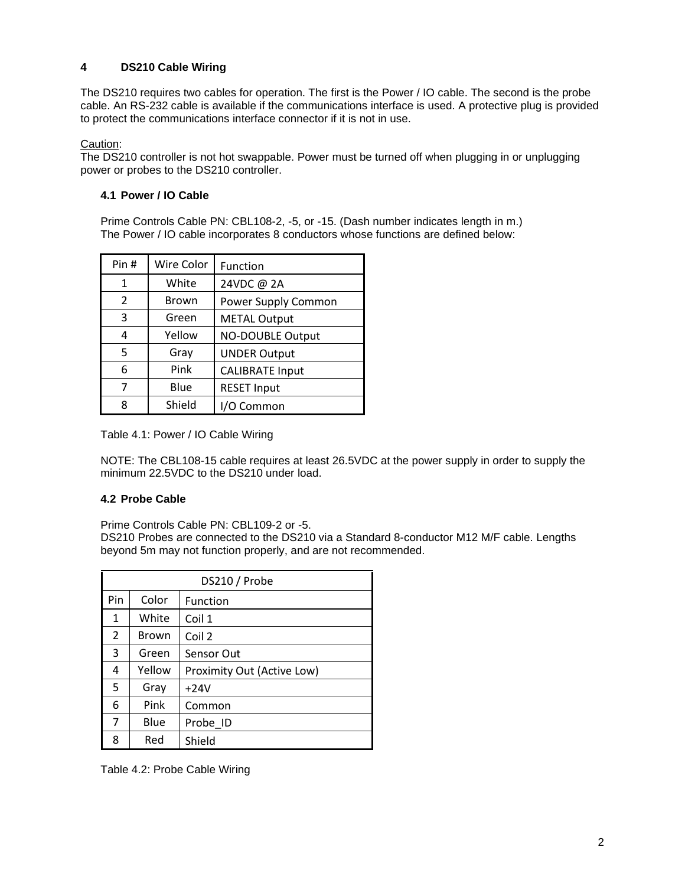# 4 DS210 Cable Wiring

The DS210 requires two cables for operation. The first is the Power / IO cable. The second is the probe cable. An RS-232 cable is available if the communications interface is used. A protective plug is provided to protect the communications interface connector if it is not in use.

Caution:
The DS210 controller is not hot swappable. Power must be turned off when plugging in or unplugging power or probes to the DS210 controller.

## 4.1 Power / IO Cable

Prime Controls Cable PN: CBL108-2, -5, or -15. (Dash number indicates length in m.)
The Power / IO cable incorporates 8 conductors whose functions are defined below:

| Pin # | Wire Color | Function |
|---|---|---|
| 1 | White | 24VDC @ 2A |
| 2 | Brown | Power Supply Common |
| 3 | Green | METAL Output |
| 4 | Yellow | NO-DOUBLE Output |
| 5 | Gray | UNDER Output |
| 6 | Pink | CALIBRATE Input |
| 7 | Blue | RESET Input |
| 8 | Shield | I/O Common |

Table 4.1: Power / IO Cable Wiring

NOTE: The CBL108-15 cable requires at least 26.5VDC at the power supply in order to supply the minimum 22.5VDC to the DS210 under load.

## 4.2 Probe Cable

Prime Controls Cable PN: CBL109-2 or -5.
DS210 Probes are connected to the DS210 via a Standard 8-conductor M12 M/F cable. Lengths beyond 5m may not function properly, and are not recommended.

| DS210 / Probe | | |
|---|---|---|
| Pin | Color | Function |
| 1 | White | Coil 1 |
| 2 | Brown | Coil 2 |
| 3 | Green | Sensor Out |
| 4 | Yellow | Proximity Out (Active Low) |
| 5 | Gray | +24V |
| 6 | Pink | Common |
| 7 | Blue | Probe_ID |
| 8 | Red | Shield |

Table 4.2: Probe Cable Wiring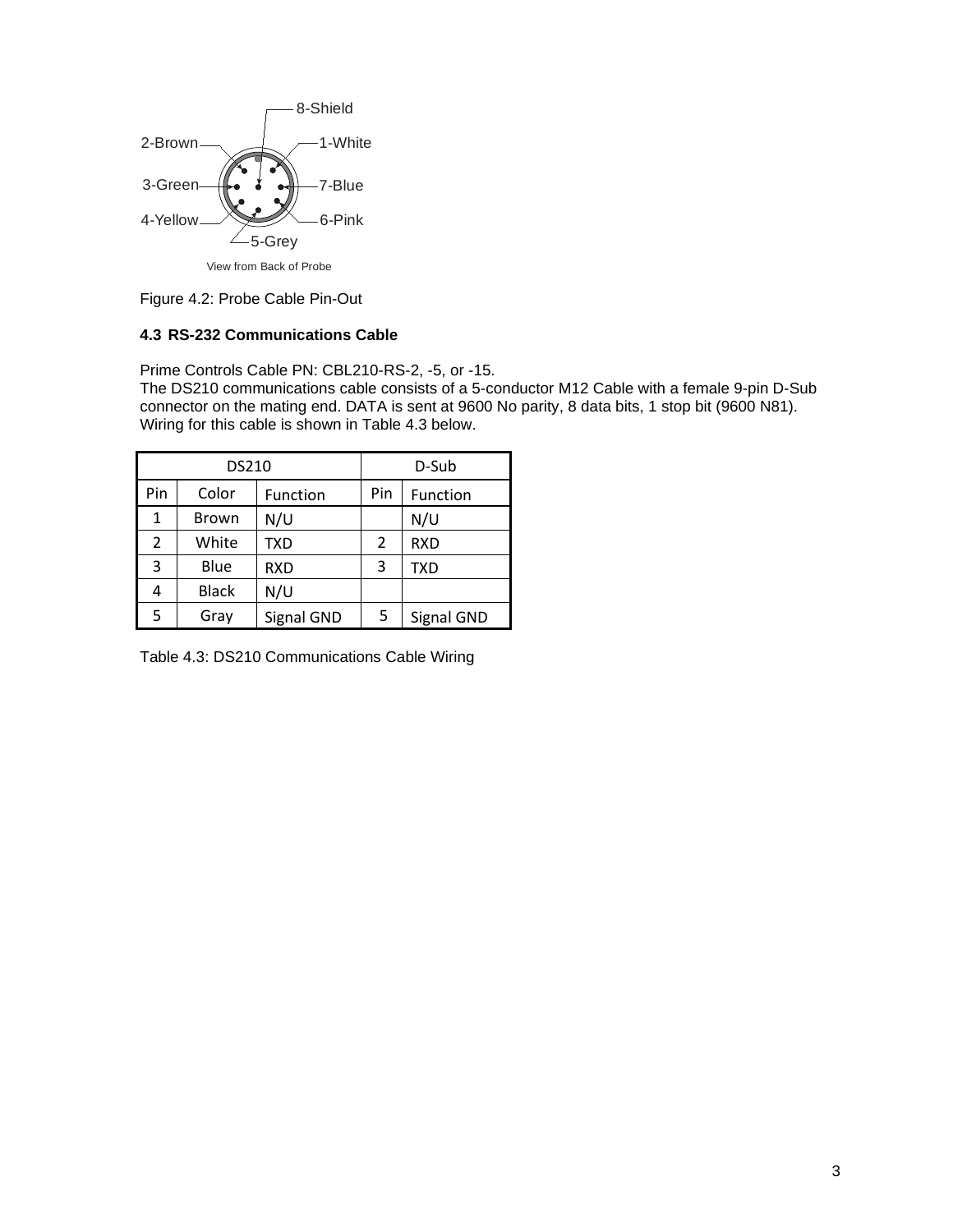8-Shield

2-Brown

1-White

3-Green

7-Blue

4-Yellow

6-Pink

5-Grey

View from Back of Probe

Figure 4.2: Probe Cable Pin-Out

### 4.3 RS-232 Communications Cable

Prime Controls Cable PN: CBL210-RS-2, -5, or -15.
The DS210 communications cable consists of a 5-conductor M12 Cable with a female 9-pin D-Sub connector on the mating end. DATA is sent at 9600 No parity, 8 data bits, 1 stop bit (9600 N81). Wiring for this cable is shown in Table 4.3 below.

| DS210 | | | D-Sub | |
|---|---|---|---|---|
| Pin | Color | Function | Pin | Function |
| 1 | Brown | N/U | | N/U |
| 2 | White | TXD | 2 | RXD |
| 3 | Blue | RXD | 3 | TXD |
| 4 | Black | N/U | | |
| 5 | Gray | Signal GND | 5 | Signal GND |

Table 4.3: DS210 Communications Cable Wiring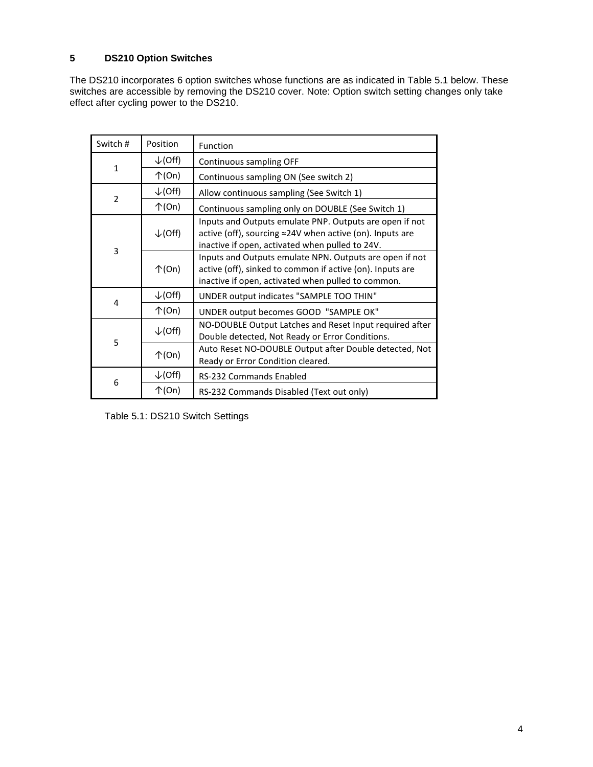# 5 DS210 Option Switches

The DS210 incorporates 6 option switches whose functions are as indicated in Table 5.1 below. These switches are accessible by removing the DS210 cover. Note: Option switch setting changes only take effect after cycling power to the DS210.

| Switch # | Position | Function |
|---|---|---|
| 1 | ↓(Off) | Continuous sampling OFF |
| | ↑(On) | Continuous sampling ON (See switch 2) |
| 2 | ↓(Off) | Allow continuous sampling (See Switch 1) |
| | ↑(On) | Continuous sampling only on DOUBLE (See Switch 1) |
| 3 | ↓(Off) | Inputs and Outputs emulate PNP. Outputs are open if not active (off), sourcing ≈24V when active (on). Inputs are inactive if open, activated when pulled to 24V. |
| | ↑(On) | Inputs and Outputs emulate NPN. Outputs are open if not active (off), sinked to common if active (on). Inputs are inactive if open, activated when pulled to common. |
| 4 | ↓(Off) | UNDER output indicates "SAMPLE TOO THIN" |
| | ↑(On) | UNDER output becomes GOOD "SAMPLE OK" |
| 5 | ↓(Off) | NO-DOUBLE Output Latches and Reset Input required after Double detected, Not Ready or Error Conditions. |
| | ↑(On) | Auto Reset NO-DOUBLE Output after Double detected, Not Ready or Error Condition cleared. |
| 6 | ↓(Off) | RS-232 Commands Enabled |
| | ↑(On) | RS-232 Commands Disabled (Text out only) |

Table 5.1: DS210 Switch Settings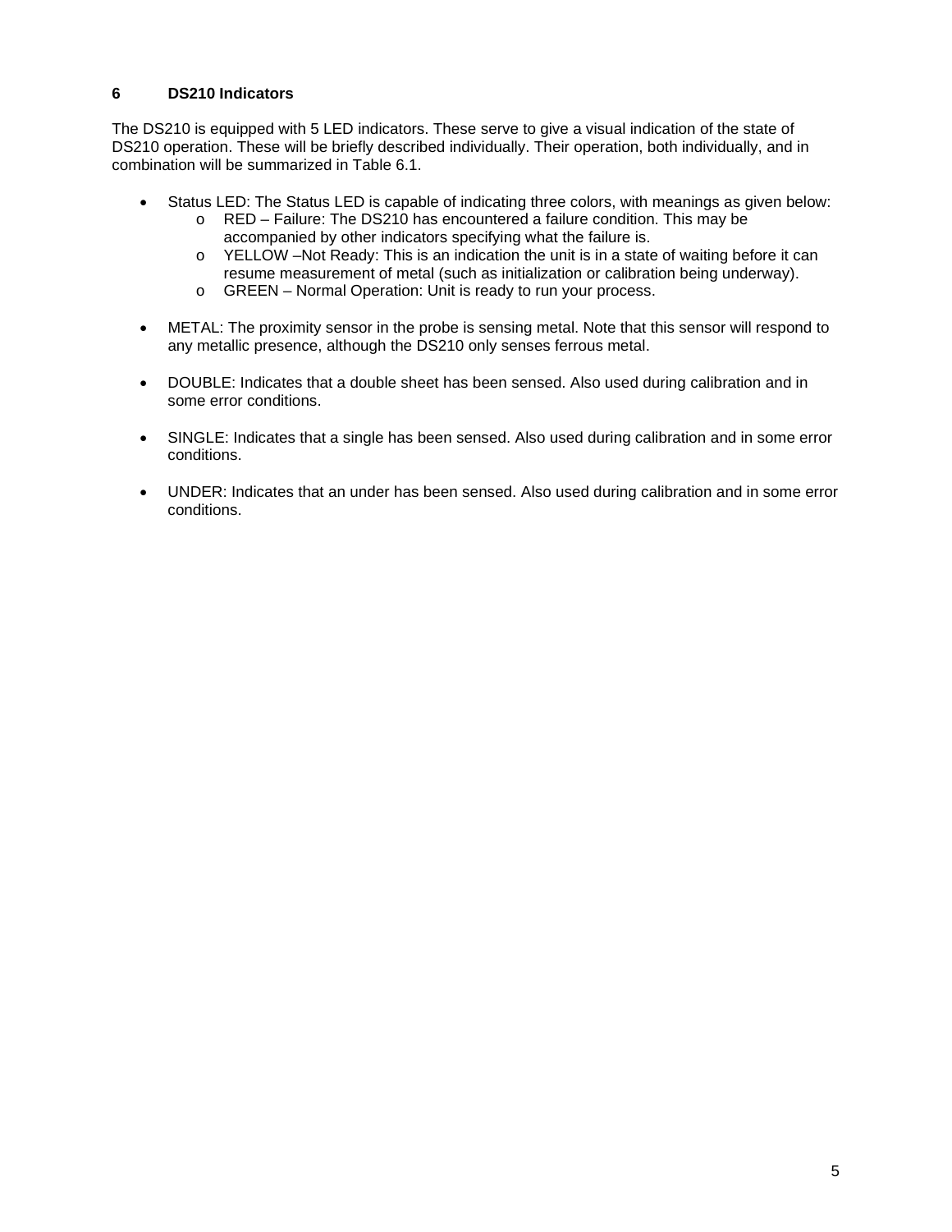## 6 DS210 Indicators

The DS210 is equipped with 5 LED indicators. These serve to give a visual indication of the state of DS210 operation. These will be briefly described individually. Their operation, both individually, and in combination will be summarized in Table 6.1.

- Status LED: The Status LED is capable of indicating three colors, with meanings as given below:
  - RED – Failure: The DS210 has encountered a failure condition. This may be accompanied by other indicators specifying what the failure is.
  - YELLOW –Not Ready: This is an indication the unit is in a state of waiting before it can resume measurement of metal (such as initialization or calibration being underway).
  - GREEN – Normal Operation: Unit is ready to run your process.

- METAL: The proximity sensor in the probe is sensing metal. Note that this sensor will respond to any metallic presence, although the DS210 only senses ferrous metal.

- DOUBLE: Indicates that a double sheet has been sensed. Also used during calibration and in some error conditions.

- SINGLE: Indicates that a single has been sensed. Also used during calibration and in some error conditions.

- UNDER: Indicates that an under has been sensed. Also used during calibration and in some error conditions.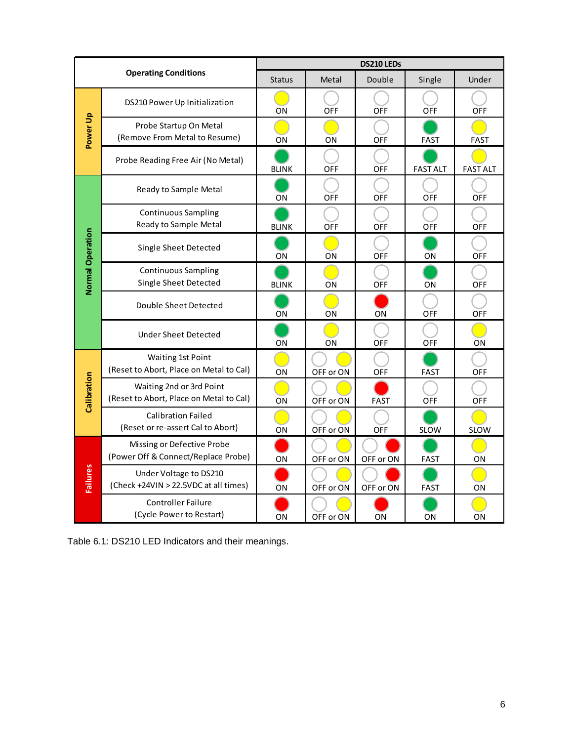| Operating Conditions | | DS210 LEDs | | | | |
|---|---|---|---|---|---|---|
| | | Status | Metal | Double | Single | Under |
| Power Up | DS210 Power Up Initialization | ON | OFF | OFF | OFF | OFF |
| | Probe Startup On Metal (Remove From Metal to Resume) | ON | ON | OFF | FAST | FAST |
| | Probe Reading Free Air (No Metal) | BLINK | OFF | OFF | FAST ALT | FAST ALT |
| Normal Operation | Ready to Sample Metal | ON | OFF | OFF | OFF | OFF |
| | Continuous Sampling Ready to Sample Metal | BLINK | OFF | OFF | OFF | OFF |
| | Single Sheet Detected | ON | ON | OFF | ON | OFF |
| | Continuous Sampling Single Sheet Detected | BLINK | ON | OFF | ON | OFF |
| | Double Sheet Detected | ON | ON | ON | OFF | OFF |
| | Under Sheet Detected | ON | ON | OFF | OFF | ON |
| Calibration | Waiting 1st Point (Reset to Abort, Place on Metal to Cal) | ON | OFF or ON | OFF | FAST | OFF |
| | Waiting 2nd or 3rd Point (Reset to Abort, Place on Metal to Cal) | ON | OFF or ON | FAST | OFF | OFF |
| | Calibration Failed (Reset or re-assert Cal to Abort) | ON | OFF or ON | OFF | SLOW | SLOW |
| Failures | Missing or Defective Probe (Power Off & Connect/Replace Probe) | ON | OFF or ON | OFF or ON | FAST | ON |
| | Under Voltage to DS210 (Check +24VIN > 22.5VDC at all times) | ON | OFF or ON | OFF or ON | FAST | ON |
| | Controller Failure (Cycle Power to Restart) | ON | OFF or ON | ON | ON | ON |

Table 6.1: DS210 LED Indicators and their meanings.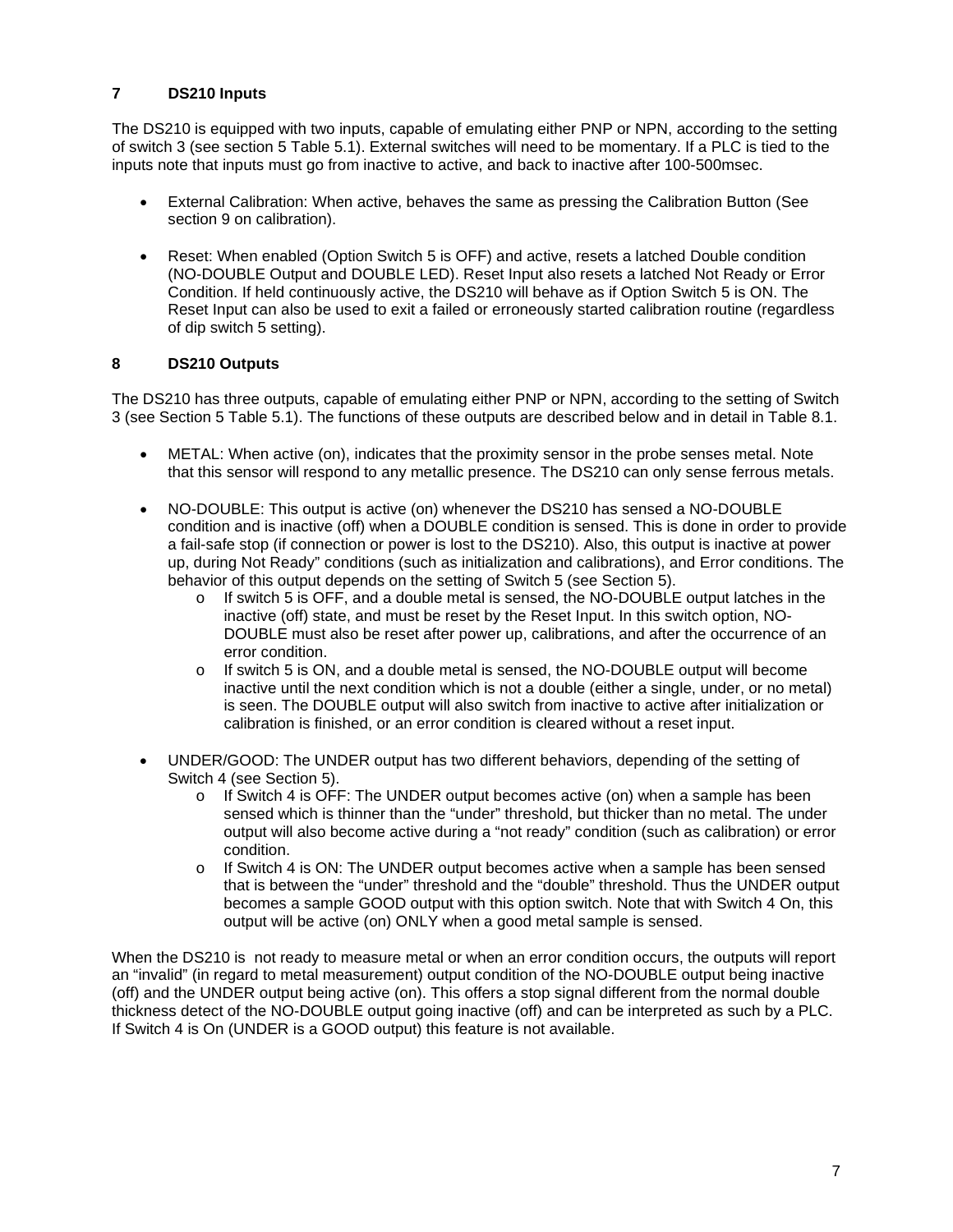## 7 DS210 Inputs

The DS210 is equipped with two inputs, capable of emulating either PNP or NPN, according to the setting of switch 3 (see section 5 Table 5.1). External switches will need to be momentary. If a PLC is tied to the inputs note that inputs must go from inactive to active, and back to inactive after 100-500msec.

- External Calibration: When active, behaves the same as pressing the Calibration Button (See section 9 on calibration).
- Reset: When enabled (Option Switch 5 is OFF) and active, resets a latched Double condition (NO-DOUBLE Output and DOUBLE LED). Reset Input also resets a latched Not Ready or Error Condition. If held continuously active, the DS210 will behave as if Option Switch 5 is ON. The Reset Input can also be used to exit a failed or erroneously started calibration routine (regardless of dip switch 5 setting).

## 8 DS210 Outputs

The DS210 has three outputs, capable of emulating either PNP or NPN, according to the setting of Switch 3 (see Section 5 Table 5.1). The functions of these outputs are described below and in detail in Table 8.1.

- METAL: When active (on), indicates that the proximity sensor in the probe senses metal. Note that this sensor will respond to any metallic presence. The DS210 can only sense ferrous metals.
- NO-DOUBLE: This output is active (on) whenever the DS210 has sensed a NO-DOUBLE condition and is inactive (off) when a DOUBLE condition is sensed. This is done in order to provide a fail-safe stop (if connection or power is lost to the DS210). Also, this output is inactive at power up, during Not Ready" conditions (such as initialization and calibrations), and Error conditions. The behavior of this output depends on the setting of Switch 5 (see Section 5).
  - If switch 5 is OFF, and a double metal is sensed, the NO-DOUBLE output latches in the inactive (off) state, and must be reset by the Reset Input. In this switch option, NO-DOUBLE must also be reset after power up, calibrations, and after the occurrence of an error condition.
  - If switch 5 is ON, and a double metal is sensed, the NO-DOUBLE output will become inactive until the next condition which is not a double (either a single, under, or no metal) is seen. The DOUBLE output will also switch from inactive to active after initialization or calibration is finished, or an error condition is cleared without a reset input.
- UNDER/GOOD: The UNDER output has two different behaviors, depending of the setting of Switch 4 (see Section 5).
  - If Switch 4 is OFF: The UNDER output becomes active (on) when a sample has been sensed which is thinner than the "under" threshold, but thicker than no metal. The under output will also become active during a "not ready" condition (such as calibration) or error condition.
  - If Switch 4 is ON: The UNDER output becomes active when a sample has been sensed that is between the "under" threshold and the "double" threshold. Thus the UNDER output becomes a sample GOOD output with this option switch. Note that with Switch 4 On, this output will be active (on) ONLY when a good metal sample is sensed.

When the DS210 is not ready to measure metal or when an error condition occurs, the outputs will report an "invalid" (in regard to metal measurement) output condition of the NO-DOUBLE output being inactive (off) and the UNDER output being active (on). This offers a stop signal different from the normal double thickness detect of the NO-DOUBLE output going inactive (off) and can be interpreted as such by a PLC. If Switch 4 is On (UNDER is a GOOD output) this feature is not available.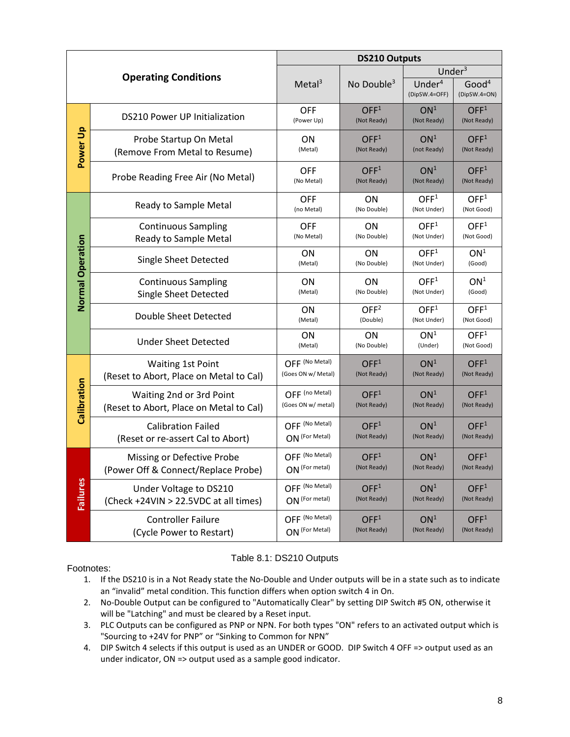| | Operating Conditions | DS210 Outputs | | | |
|---|---|---|---|---|---|
| | | Metal[3] | No Double[3] | Under[3] | |
| | | | | Under[4] (DipSW.4=OFF) | Good[4] (DipSW.4=ON) |
| Power Up | DS210 Power UP Initialization | OFF (Power Up) | OFF[1] (Not Ready) | ON[1] (Not Ready) | OFF[1] (Not Ready) |
| Power Up | Probe Startup On Metal (Remove From Metal to Resume) | ON (Metal) | OFF[1] (Not Ready) | ON[1] (not Ready) | OFF[1] (Not Ready) |
| Power Up | Probe Reading Free Air (No Metal) | OFF (No Metal) | OFF[1] (Not Ready) | ON[1] (Not Ready) | OFF[1] (Not Ready) |
| Normal Operation | Ready to Sample Metal | OFF (no Metal) | ON (No Double) | OFF[1] (Not Under) | OFF[1] (Not Good) |
| Normal Operation | Continuous Sampling Ready to Sample Metal | OFF (No Metal) | ON (No Double) | OFF[1] (Not Under) | OFF[1] (Not Good) |
| Normal Operation | Single Sheet Detected | ON (Metal) | ON (No Double) | OFF[1] (Not Under) | ON[1] (Good) |
| Normal Operation | Continuous Sampling Single Sheet Detected | ON (Metal) | ON (No Double) | OFF[1] (Not Under) | ON[1] (Good) |
| Normal Operation | Double Sheet Detected | ON (Metal) | OFF[2] (Double) | OFF[1] (Not Under) | OFF[1] (Not Good) |
| Normal Operation | Under Sheet Detected | ON (Metal) | ON (No Double) | ON[1] (Under) | OFF[1] (Not Good) |
| Calibration | Waiting 1st Point (Reset to Abort, Place on Metal to Cal) | OFF (No Metal) (Goes ON w/ Metal) | OFF[1] (Not Ready) | ON[1] (Not Ready) | OFF[1] (Not Ready) |
| Calibration | Waiting 2nd or 3rd Point (Reset to Abort, Place on Metal to Cal) | OFF (no Metal) (Goes ON w/ metal) | OFF[1] (Not Ready) | ON[1] (Not Ready) | OFF[1] (Not Ready) |
| Calibration | Calibration Failed (Reset or re-assert Cal to Abort) | OFF (No Metal) ON (For Metal) | OFF[1] (Not Ready) | ON[1] (Not Ready) | OFF[1] (Not Ready) |
| Failures | Missing or Defective Probe (Power Off & Connect/Replace Probe) | OFF (No Metal) ON (For metal) | OFF[1] (Not Ready) | ON[1] (Not Ready) | OFF[1] (Not Ready) |
| Failures | Under Voltage to DS210 (Check +24VIN > 22.5VDC at all times) | OFF (No Metal) ON (For metal) | OFF[1] (Not Ready) | ON[1] (Not Ready) | OFF[1] (Not Ready) |
| Failures | Controller Failure (Cycle Power to Restart) | OFF (No Metal) ON (For Metal) | OFF[1] (Not Ready) | ON[1] (Not Ready) | OFF[1] (Not Ready) |

Table 8.1: DS210 Outputs

Footnotes:

1. If the DS210 is in a Not Ready state the No-Double and Under outputs will be in a state such as to indicate an "invalid" metal condition. This function differs when option switch 4 in On.
2. No-Double Output can be configured to "Automatically Clear" by setting DIP Switch #5 ON, otherwise it will be "Latching" and must be cleared by a Reset input.
3. PLC Outputs can be configured as PNP or NPN. For both types "ON" refers to an activated output which is "Sourcing to +24V for PNP" or "Sinking to Common for NPN"
4. DIP Switch 4 selects if this output is used as an UNDER or GOOD. DIP Switch 4 OFF => output used as an under indicator, ON => output used as a sample good indicator.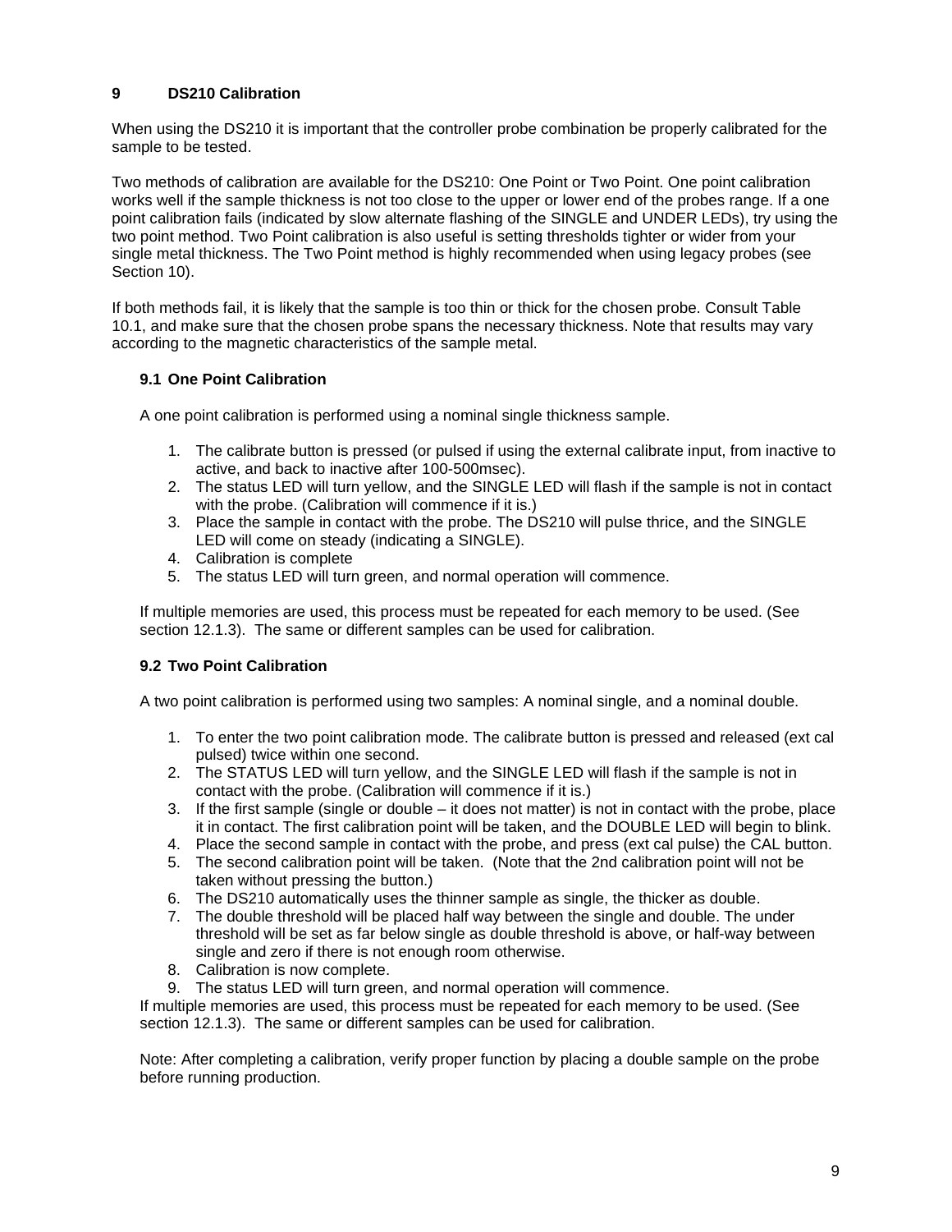# 9 DS210 Calibration

When using the DS210 it is important that the controller probe combination be properly calibrated for the sample to be tested.

Two methods of calibration are available for the DS210: One Point or Two Point. One point calibration works well if the sample thickness is not too close to the upper or lower end of the probes range. If a one point calibration fails (indicated by slow alternate flashing of the SINGLE and UNDER LEDs), try using the two point method. Two Point calibration is also useful is setting thresholds tighter or wider from your single metal thickness. The Two Point method is highly recommended when using legacy probes (see Section 10).

If both methods fail, it is likely that the sample is too thin or thick for the chosen probe. Consult Table 10.1, and make sure that the chosen probe spans the necessary thickness. Note that results may vary according to the magnetic characteristics of the sample metal.

## 9.1 One Point Calibration

A one point calibration is performed using a nominal single thickness sample.

1. The calibrate button is pressed (or pulsed if using the external calibrate input, from inactive to active, and back to inactive after 100-500msec).
2. The status LED will turn yellow, and the SINGLE LED will flash if the sample is not in contact with the probe. (Calibration will commence if it is.)
3. Place the sample in contact with the probe. The DS210 will pulse thrice, and the SINGLE LED will come on steady (indicating a SINGLE).
4. Calibration is complete
5. The status LED will turn green, and normal operation will commence.

If multiple memories are used, this process must be repeated for each memory to be used. (See section 12.1.3). The same or different samples can be used for calibration.

## 9.2 Two Point Calibration

A two point calibration is performed using two samples: A nominal single, and a nominal double.

1. To enter the two point calibration mode. The calibrate button is pressed and released (ext cal pulsed) twice within one second.
2. The STATUS LED will turn yellow, and the SINGLE LED will flash if the sample is not in contact with the probe. (Calibration will commence if it is.)
3. If the first sample (single or double – it does not matter) is not in contact with the probe, place it in contact. The first calibration point will be taken, and the DOUBLE LED will begin to blink.
4. Place the second sample in contact with the probe, and press (ext cal pulse) the CAL button.
5. The second calibration point will be taken. (Note that the 2nd calibration point will not be taken without pressing the button.)
6. The DS210 automatically uses the thinner sample as single, the thicker as double.
7. The double threshold will be placed half way between the single and double. The under threshold will be set as far below single as double threshold is above, or half-way between single and zero if there is not enough room otherwise.
8. Calibration is now complete.
9. The status LED will turn green, and normal operation will commence.

If multiple memories are used, this process must be repeated for each memory to be used. (See section 12.1.3). The same or different samples can be used for calibration.

Note: After completing a calibration, verify proper function by placing a double sample on the probe before running production.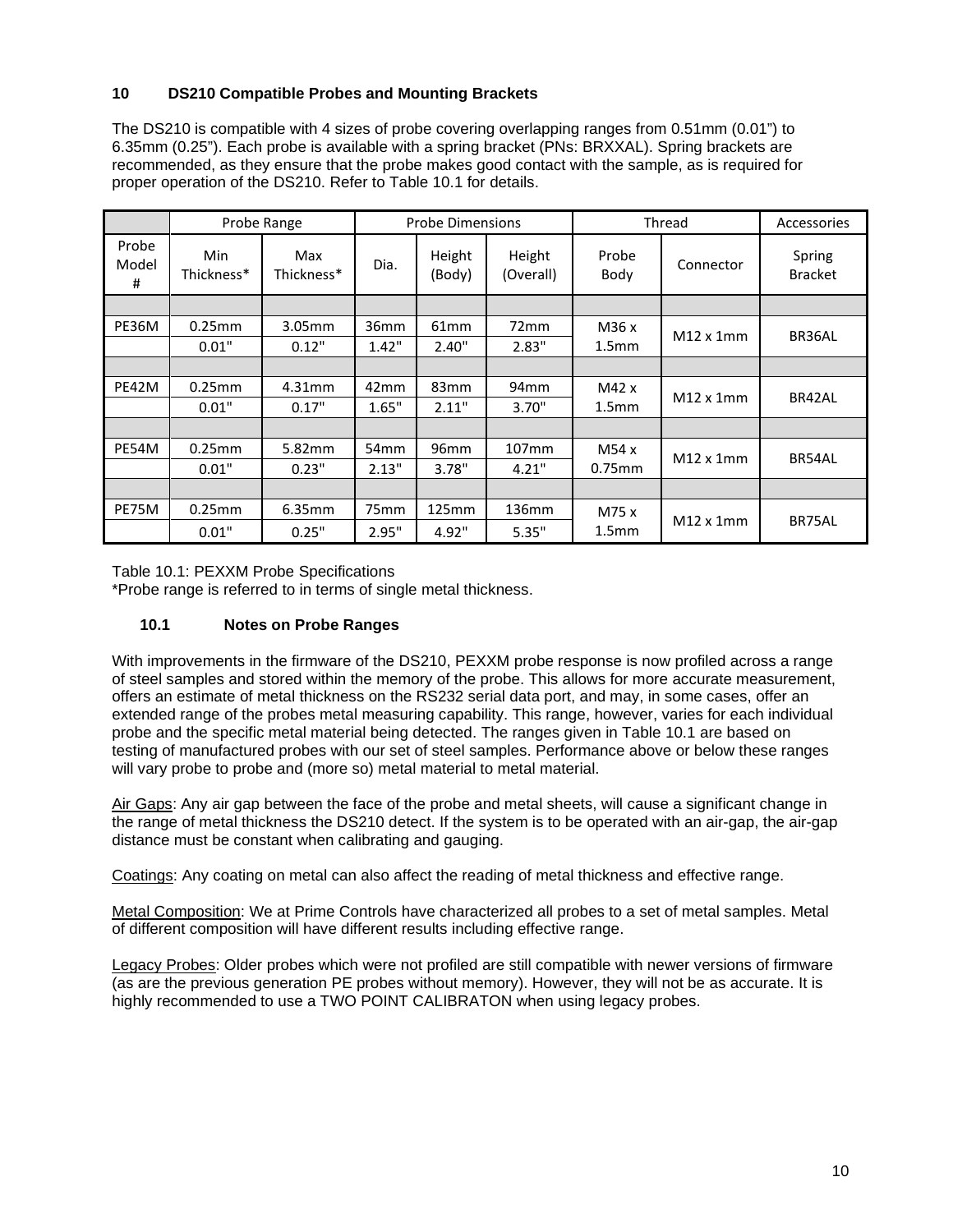## 10 DS210 Compatible Probes and Mounting Brackets

The DS210 is compatible with 4 sizes of probe covering overlapping ranges from 0.51mm (0.01") to 6.35mm (0.25"). Each probe is available with a spring bracket (PNs: BRXXAL). Spring brackets are recommended, as they ensure that the probe makes good contact with the sample, as is required for proper operation of the DS210. Refer to Table 10.1 for details.

| | Probe Range | | Probe Dimensions | | | Thread | | Accessories |
|---|---|---|---|---|---|---|---|---|
| Probe Model # | Min Thickness* | Max Thickness* | Dia. | Height (Body) | Height (Overall) | Probe Body | Connector | Spring Bracket |
| | | | | | | | | |
| PE36M | 0.25mm | 3.05mm | 36mm | 61mm | 72mm | M36 x 1.5mm | M12 x 1mm | BR36AL |
| | 0.01" | 0.12" | 1.42" | 2.40" | 2.83" | | | |
| | | | | | | | | |
| PE42M | 0.25mm | 4.31mm | 42mm | 83mm | 94mm | M42 x 1.5mm | M12 x 1mm | BR42AL |
| | 0.01" | 0.17" | 1.65" | 2.11" | 3.70" | | | |
| | | | | | | | | |
| PE54M | 0.25mm | 5.82mm | 54mm | 96mm | 107mm | M54 x 0.75mm | M12 x 1mm | BR54AL |
| | 0.01" | 0.23" | 2.13" | 3.78" | 4.21" | | | |
| | | | | | | | | |
| PE75M | 0.25mm | 6.35mm | 75mm | 125mm | 136mm | M75 x 1.5mm | M12 x 1mm | BR75AL |
| | 0.01" | 0.25" | 2.95" | 4.92" | 5.35" | | | |

Table 10.1: PEXXM Probe Specifications
*Probe range is referred to in terms of single metal thickness.

### 10.1 Notes on Probe Ranges

With improvements in the firmware of the DS210, PEXXM probe response is now profiled across a range of steel samples and stored within the memory of the probe. This allows for more accurate measurement, offers an estimate of metal thickness on the RS232 serial data port, and may, in some cases, offer an extended range of the probes metal measuring capability. This range, however, varies for each individual probe and the specific metal material being detected. The ranges given in Table 10.1 are based on testing of manufactured probes with our set of steel samples. Performance above or below these ranges will vary probe to probe and (more so) metal material to metal material.

Air Gaps: Any air gap between the face of the probe and metal sheets, will cause a significant change in the range of metal thickness the DS210 detect. If the system is to be operated with an air-gap, the air-gap distance must be constant when calibrating and gauging.

Coatings: Any coating on metal can also affect the reading of metal thickness and effective range.

Metal Composition: We at Prime Controls have characterized all probes to a set of metal samples. Metal of different composition will have different results including effective range.

Legacy Probes: Older probes which were not profiled are still compatible with newer versions of firmware (as are the previous generation PE probes without memory). However, they will not be as accurate. It is highly recommended to use a TWO POINT CALIBRATON when using legacy probes.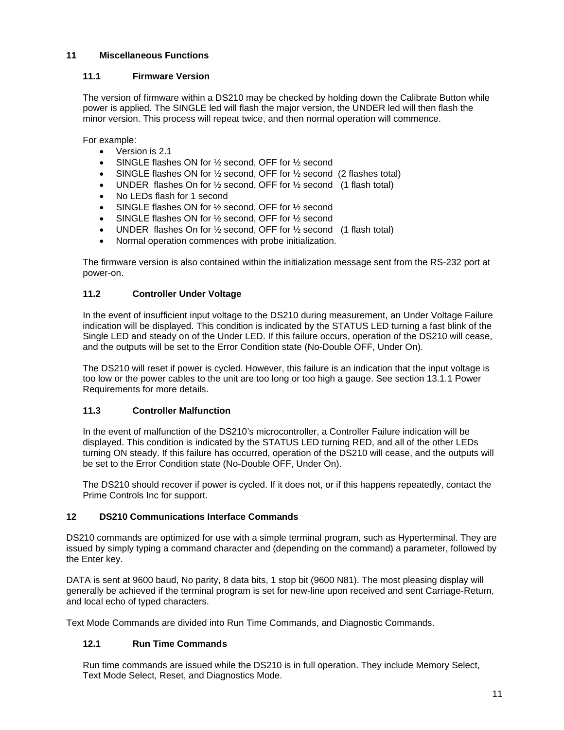# 11 Miscellaneous Functions

## 11.1 Firmware Version

The version of firmware within a DS210 may be checked by holding down the Calibrate Button while power is applied. The SINGLE led will flash the major version, the UNDER led will then flash the minor version. This process will repeat twice, and then normal operation will commence.

For example:

- Version is 2.1
- SINGLE flashes ON for ½ second, OFF for ½ second
- SINGLE flashes ON for ½ second, OFF for ½ second (2 flashes total)
- UNDER flashes On for ½ second, OFF for ½ second (1 flash total)
- No LEDs flash for 1 second
- SINGLE flashes ON for ½ second, OFF for ½ second
- SINGLE flashes ON for ½ second, OFF for ½ second
- UNDER flashes On for ½ second, OFF for ½ second (1 flash total)
- Normal operation commences with probe initialization.

The firmware version is also contained within the initialization message sent from the RS-232 port at power-on.

## 11.2 Controller Under Voltage

In the event of insufficient input voltage to the DS210 during measurement, an Under Voltage Failure indication will be displayed. This condition is indicated by the STATUS LED turning a fast blink of the Single LED and steady on of the Under LED. If this failure occurs, operation of the DS210 will cease, and the outputs will be set to the Error Condition state (No-Double OFF, Under On).

The DS210 will reset if power is cycled. However, this failure is an indication that the input voltage is too low or the power cables to the unit are too long or too high a gauge. See section 13.1.1 Power Requirements for more details.

## 11.3 Controller Malfunction

In the event of malfunction of the DS210's microcontroller, a Controller Failure indication will be displayed. This condition is indicated by the STATUS LED turning RED, and all of the other LEDs turning ON steady. If this failure has occurred, operation of the DS210 will cease, and the outputs will be set to the Error Condition state (No-Double OFF, Under On).

The DS210 should recover if power is cycled. If it does not, or if this happens repeatedly, contact the Prime Controls Inc for support.

# 12 DS210 Communications Interface Commands

DS210 commands are optimized for use with a simple terminal program, such as Hyperterminal. They are issued by simply typing a command character and (depending on the command) a parameter, followed by the Enter key.

DATA is sent at 9600 baud, No parity, 8 data bits, 1 stop bit (9600 N81). The most pleasing display will generally be achieved if the terminal program is set for new-line upon received and sent Carriage-Return, and local echo of typed characters.

Text Mode Commands are divided into Run Time Commands, and Diagnostic Commands.

## 12.1 Run Time Commands

Run time commands are issued while the DS210 is in full operation. They include Memory Select, Text Mode Select, Reset, and Diagnostics Mode.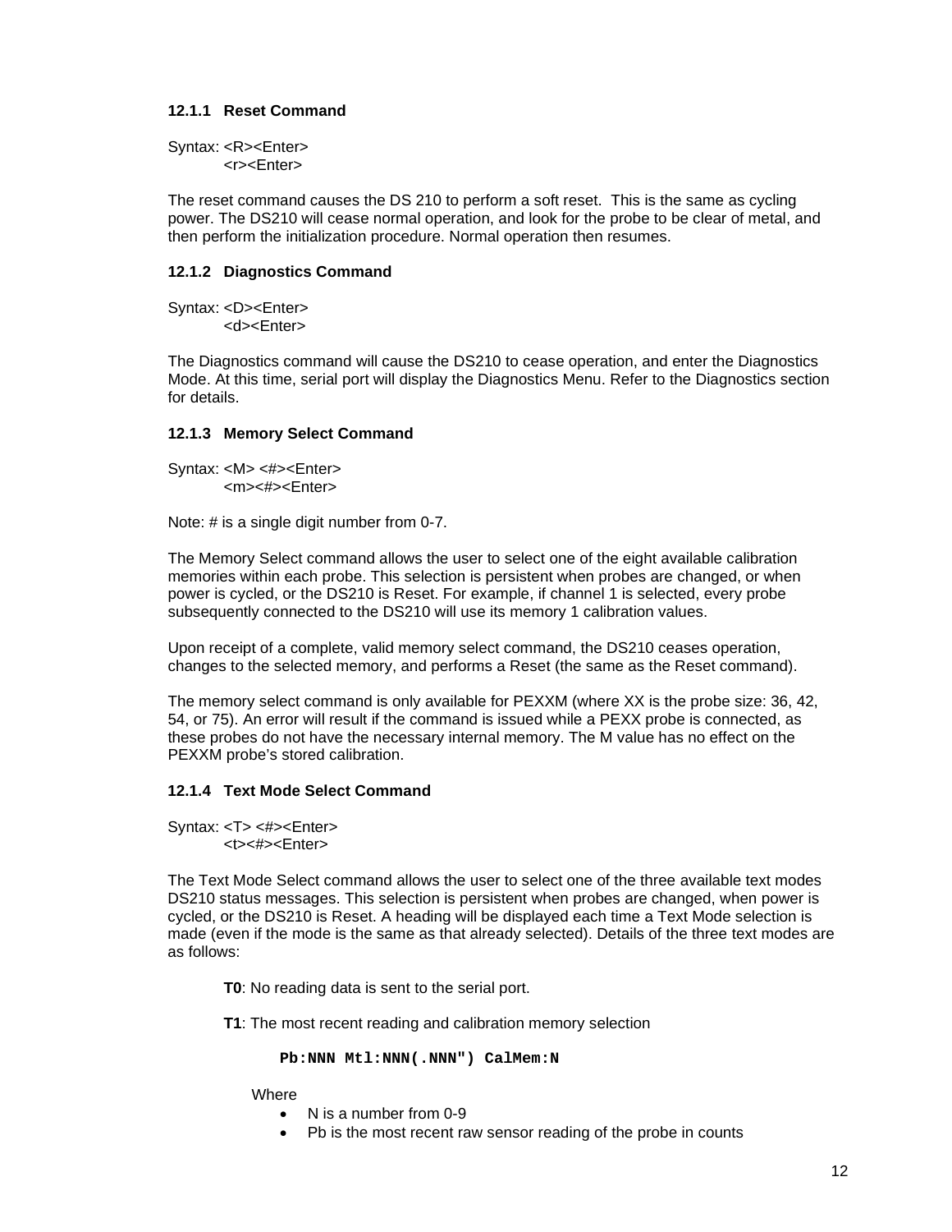### 12.1.1 Reset Command

Syntax: <R><Enter>
<r><Enter>

The reset command causes the DS 210 to perform a soft reset. This is the same as cycling power. The DS210 will cease normal operation, and look for the probe to be clear of metal, and then perform the initialization procedure. Normal operation then resumes.

### 12.1.2 Diagnostics Command

Syntax: <D><Enter>
<d><Enter>

The Diagnostics command will cause the DS210 to cease operation, and enter the Diagnostics Mode. At this time, serial port will display the Diagnostics Menu. Refer to the Diagnostics section for details.

### 12.1.3 Memory Select Command

Syntax: <M> <#><Enter>
<m><#><Enter>

Note: # is a single digit number from 0-7.

The Memory Select command allows the user to select one of the eight available calibration memories within each probe. This selection is persistent when probes are changed, or when power is cycled, or the DS210 is Reset. For example, if channel 1 is selected, every probe subsequently connected to the DS210 will use its memory 1 calibration values.

Upon receipt of a complete, valid memory select command, the DS210 ceases operation, changes to the selected memory, and performs a Reset (the same as the Reset command).

The memory select command is only available for PEXXM (where XX is the probe size: 36, 42, 54, or 75). An error will result if the command is issued while a PEXX probe is connected, as these probes do not have the necessary internal memory. The M value has no effect on the PEXXM probe's stored calibration.

### 12.1.4 Text Mode Select Command

Syntax: <T> <#><Enter>
<t><#><Enter>

The Text Mode Select command allows the user to select one of the three available text modes DS210 status messages. This selection is persistent when probes are changed, when power is cycled, or the DS210 is Reset. A heading will be displayed each time a Text Mode selection is made (even if the mode is the same as that already selected). Details of the three text modes are as follows:

**T0**: No reading data is sent to the serial port.

**T1**: The most recent reading and calibration memory selection

```
Pb:NNN Mtl:NNN(.NNN") CalMem:N
```

Where

- N is a number from 0-9
- Pb is the most recent raw sensor reading of the probe in counts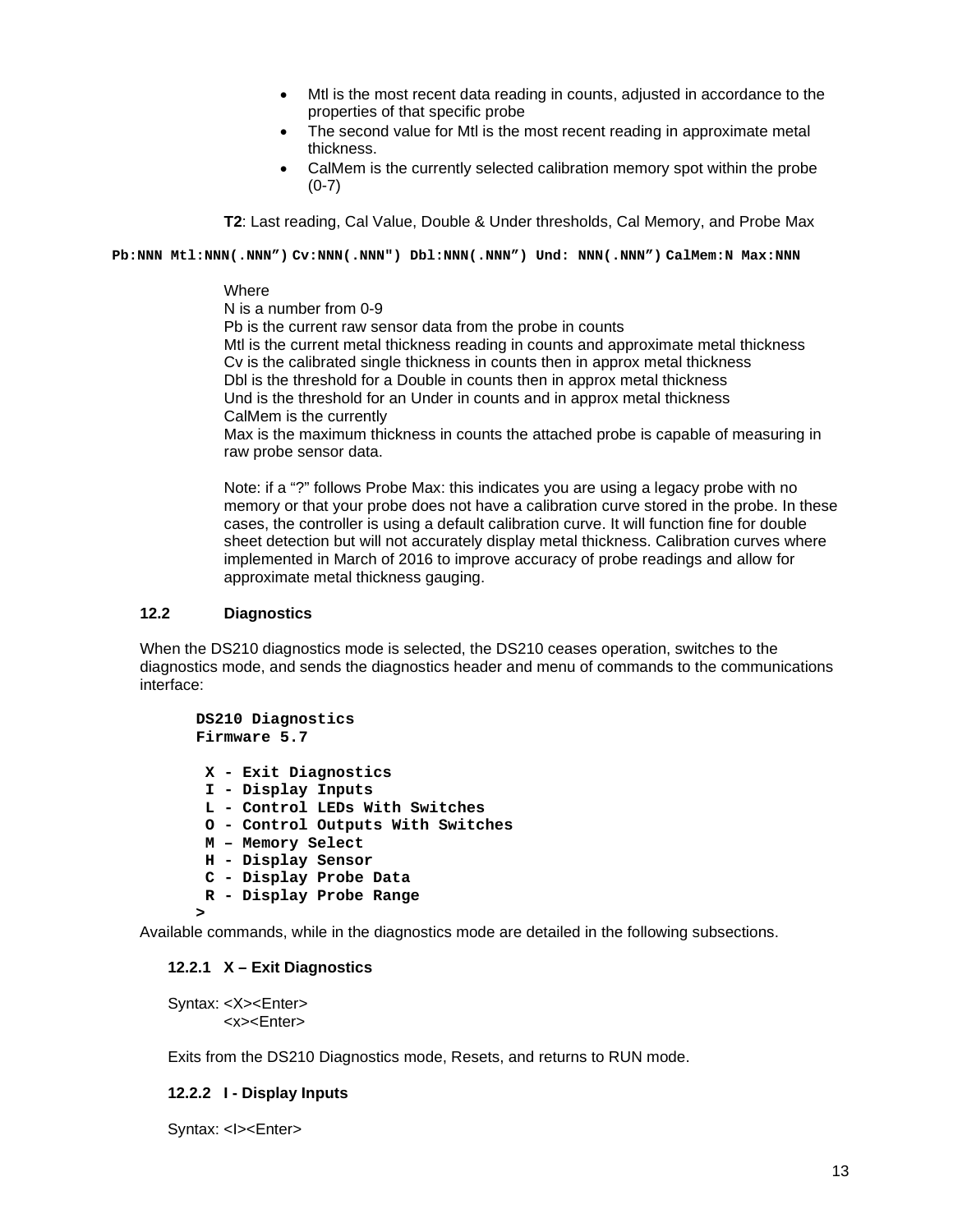- Mtl is the most recent data reading in counts, adjusted in accordance to the properties of that specific probe
- The second value for Mtl is the most recent reading in approximate metal thickness.
- CalMem is the currently selected calibration memory spot within the probe (0-7)

**T2**: Last reading, Cal Value, Double & Under thresholds, Cal Memory, and Probe Max

```
Pb:NNN Mtl:NNN(.NNN") Cv:NNN(.NNN") Dbl:NNN(.NNN") Und: NNN(.NNN") CalMem:N Max:NNN
```

Where
N is a number from 0-9
Pb is the current raw sensor data from the probe in counts
Mtl is the current metal thickness reading in counts and approximate metal thickness
Cv is the calibrated single thickness in counts then in approx metal thickness
Dbl is the threshold for a Double in counts then in approx metal thickness
Und is the threshold for an Under in counts and in approx metal thickness
CalMem is the currently
Max is the maximum thickness in counts the attached probe is capable of measuring in raw probe sensor data.

Note: if a "?" follows Probe Max: this indicates you are using a legacy probe with no memory or that your probe does not have a calibration curve stored in the probe. In these cases, the controller is using a default calibration curve. It will function fine for double sheet detection but will not accurately display metal thickness. Calibration curves where implemented in March of 2016 to improve accuracy of probe readings and allow for approximate metal thickness gauging.

### 12.2 Diagnostics

When the DS210 diagnostics mode is selected, the DS210 ceases operation, switches to the diagnostics mode, and sends the diagnostics header and menu of commands to the communications interface:

```
DS210 Diagnostics
Firmware 5.7

 X - Exit Diagnostics
 I - Display Inputs
 L - Control LEDs With Switches
 O - Control Outputs With Switches
 M – Memory Select
 H - Display Sensor
 C - Display Probe Data
 R - Display Probe Range
>
```

Available commands, while in the diagnostics mode are detailed in the following subsections.

#### 12.2.1 X – Exit Diagnostics

Syntax: <X><Enter>
<x><Enter>

Exits from the DS210 Diagnostics mode, Resets, and returns to RUN mode.

#### 12.2.2 I - Display Inputs

Syntax: <I><Enter>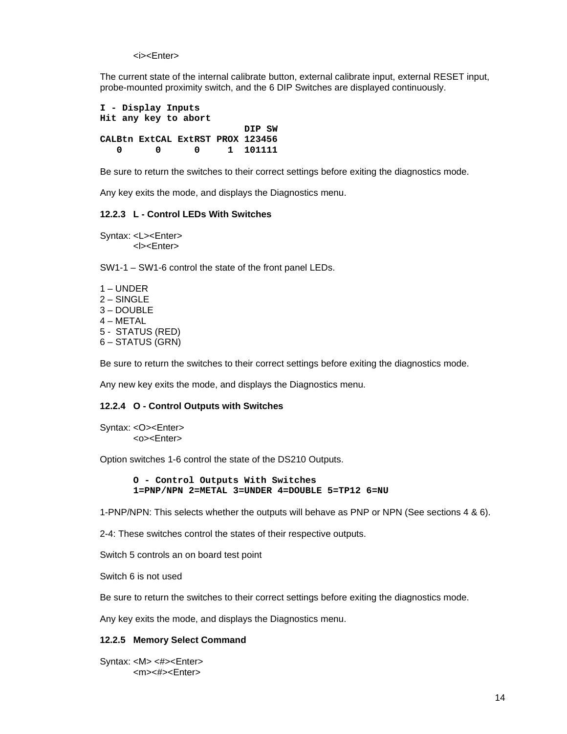<i><Enter>

The current state of the internal calibrate button, external calibrate input, external RESET input, probe-mounted proximity switch, and the 6 DIP Switches are displayed continuously.

```
I - Display Inputs
Hit any key to abort
                          DIP SW
CALBtn ExtCAL ExtRST PROX 123456
   0      0      0     1  101111
```

Be sure to return the switches to their correct settings before exiting the diagnostics mode.

Any key exits the mode, and displays the Diagnostics menu.

### 12.2.3 L - Control LEDs With Switches

Syntax: <L><Enter>
<l><Enter>

SW1-1 – SW1-6 control the state of the front panel LEDs.

1 – UNDER
2 – SINGLE
3 – DOUBLE
4 – METAL
5 - STATUS (RED)
6 – STATUS (GRN)

Be sure to return the switches to their correct settings before exiting the diagnostics mode.

Any new key exits the mode, and displays the Diagnostics menu.

### 12.2.4 O - Control Outputs with Switches

Syntax: <O><Enter>
<o><Enter>

Option switches 1-6 control the state of the DS210 Outputs.

```
O - Control Outputs With Switches
1=PNP/NPN 2=METAL 3=UNDER 4=DOUBLE 5=TP12 6=NU
```

1-PNP/NPN: This selects whether the outputs will behave as PNP or NPN (See sections 4 & 6).

2-4: These switches control the states of their respective outputs.

Switch 5 controls an on board test point

Switch 6 is not used

Be sure to return the switches to their correct settings before exiting the diagnostics mode.

Any key exits the mode, and displays the Diagnostics menu.

### 12.2.5 Memory Select Command

Syntax: <M> <#><Enter>
<m><#><Enter>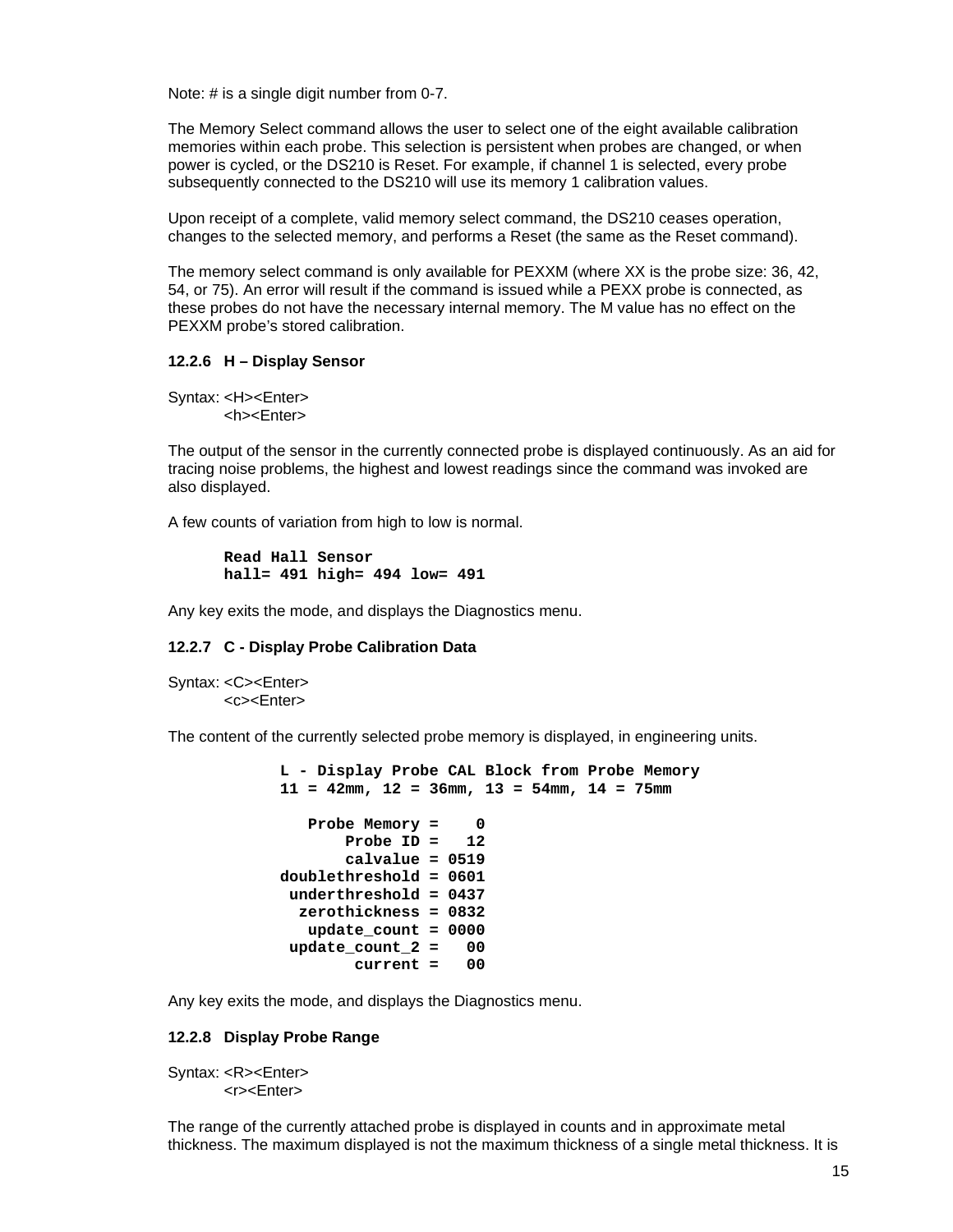Note: # is a single digit number from 0-7.

The Memory Select command allows the user to select one of the eight available calibration memories within each probe. This selection is persistent when probes are changed, or when power is cycled, or the DS210 is Reset. For example, if channel 1 is selected, every probe subsequently connected to the DS210 will use its memory 1 calibration values.

Upon receipt of a complete, valid memory select command, the DS210 ceases operation, changes to the selected memory, and performs a Reset (the same as the Reset command).

The memory select command is only available for PEXXM (where XX is the probe size: 36, 42, 54, or 75). An error will result if the command is issued while a PEXX probe is connected, as these probes do not have the necessary internal memory. The M value has no effect on the PEXXM probe's stored calibration.

### 12.2.6 H – Display Sensor

Syntax: <H><Enter>
<h><Enter>

The output of the sensor in the currently connected probe is displayed continuously. As an aid for tracing noise problems, the highest and lowest readings since the command was invoked are also displayed.

A few counts of variation from high to low is normal.

```
Read Hall Sensor
hall= 491 high= 494 low= 491
```

Any key exits the mode, and displays the Diagnostics menu.

### 12.2.7 C - Display Probe Calibration Data

Syntax: <C><Enter>
<c><Enter>

The content of the currently selected probe memory is displayed, in engineering units.

```
L - Display Probe CAL Block from Probe Memory
11 = 42mm, 12 = 36mm, 13 = 54mm, 14 = 75mm

   Probe Memory =    0
       Probe ID =   12
      calvalue = 0519
doublethreshold = 0601
 underthreshold = 0437
  zerothickness = 0832
   update_count = 0000
 update_count_2 =   00
        current =   00
```

Any key exits the mode, and displays the Diagnostics menu.

### 12.2.8 Display Probe Range

Syntax: <R><Enter>
<r><Enter>

The range of the currently attached probe is displayed in counts and in approximate metal thickness. The maximum displayed is not the maximum thickness of a single metal thickness. It is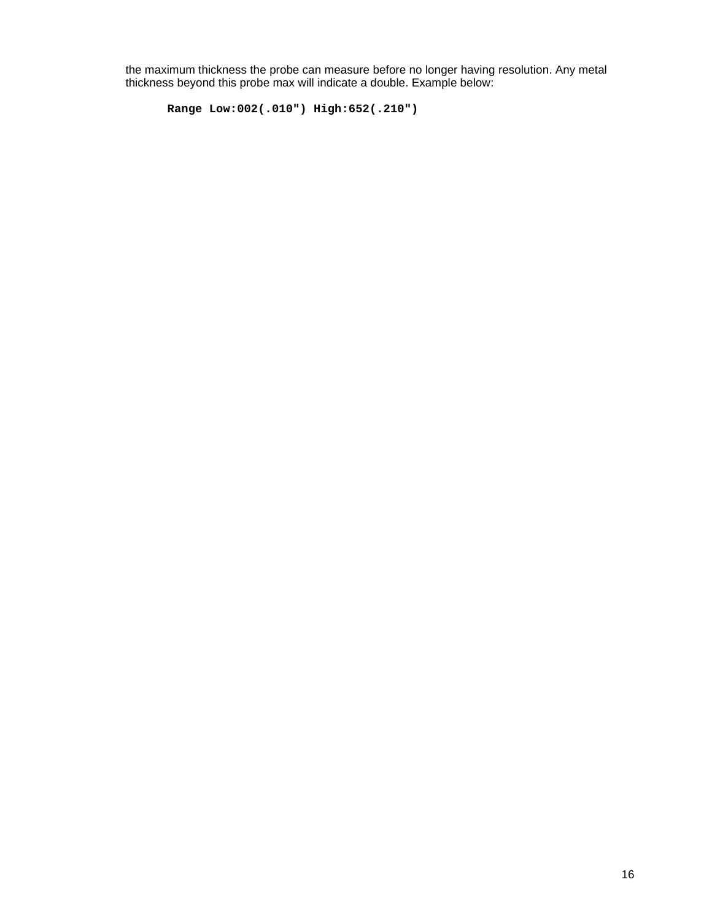the maximum thickness the probe can measure before no longer having resolution. Any metal thickness beyond this probe max will indicate a double. Example below:

```
Range Low:002(.010") High:652(.210")
```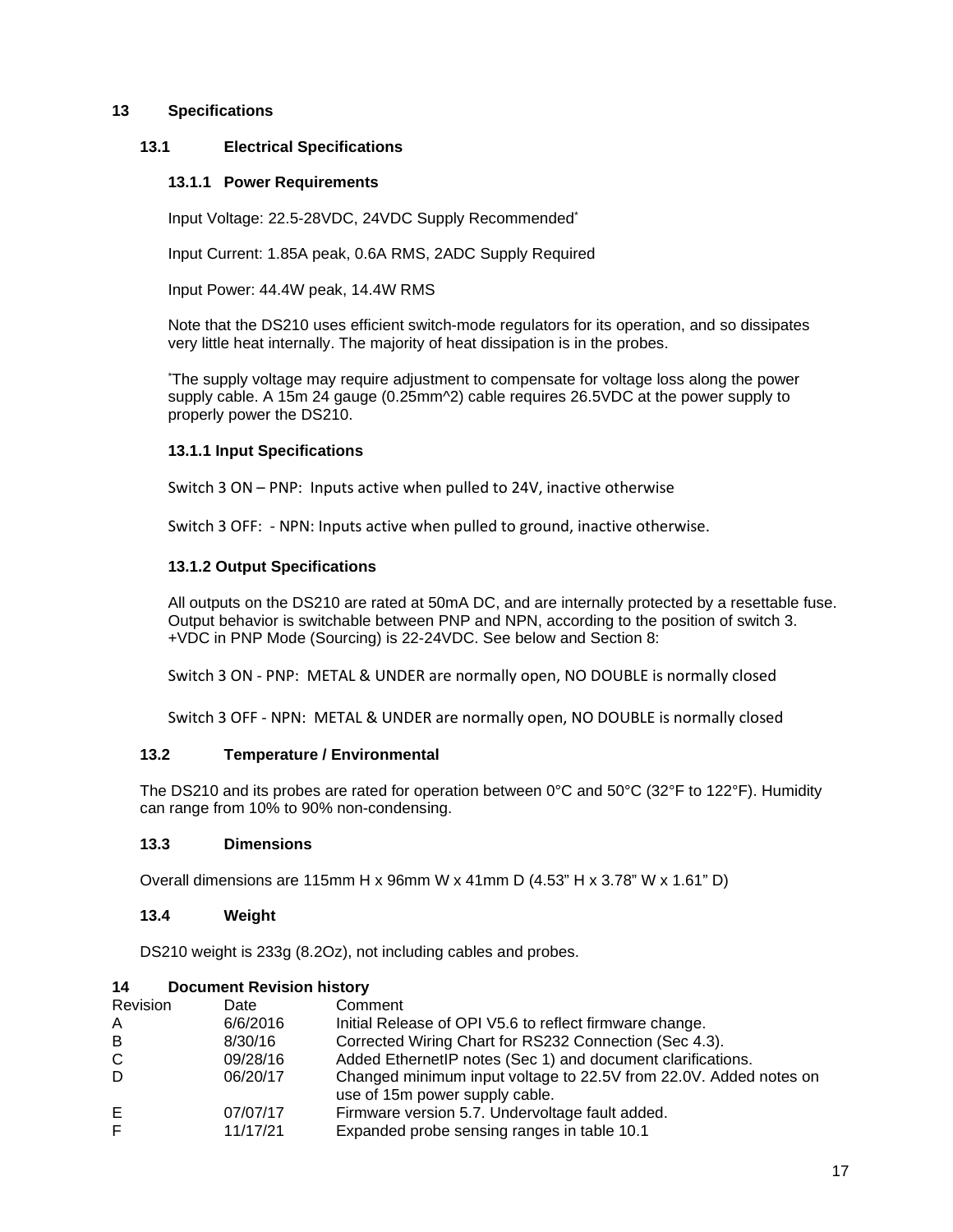# 13 Specifications

## 13.1 Electrical Specifications

### 13.1.1 Power Requirements

Input Voltage: 22.5-28VDC, 24VDC Supply Recommended*

Input Current: 1.85A peak, 0.6A RMS, 2ADC Supply Required

Input Power: 44.4W peak, 14.4W RMS

Note that the DS210 uses efficient switch-mode regulators for its operation, and so dissipates very little heat internally. The majority of heat dissipation is in the probes.

*The supply voltage may require adjustment to compensate for voltage loss along the power supply cable. A 15m 24 gauge (0.25mm^2) cable requires 26.5VDC at the power supply to properly power the DS210.

### 13.1.1 Input Specifications

Switch 3 ON – PNP: Inputs active when pulled to 24V, inactive otherwise

Switch 3 OFF: - NPN: Inputs active when pulled to ground, inactive otherwise.

### 13.1.2 Output Specifications

All outputs on the DS210 are rated at 50mA DC, and are internally protected by a resettable fuse. Output behavior is switchable between PNP and NPN, according to the position of switch 3. +VDC in PNP Mode (Sourcing) is 22-24VDC. See below and Section 8:

Switch 3 ON - PNP: METAL & UNDER are normally open, NO DOUBLE is normally closed

Switch 3 OFF - NPN: METAL & UNDER are normally open, NO DOUBLE is normally closed

## 13.2 Temperature / Environmental

The DS210 and its probes are rated for operation between 0°C and 50°C (32°F to 122°F). Humidity can range from 10% to 90% non-condensing.

## 13.3 Dimensions

Overall dimensions are 115mm H x 96mm W x 41mm D (4.53" H x 3.78" W x 1.61" D)

## 13.4 Weight

DS210 weight is 233g (8.2Oz), not including cables and probes.

# 14 Document Revision history

| Revision | Date | Comment |
|---|---|---|
| A | 6/6/2016 | Initial Release of OPI V5.6 to reflect firmware change. |
| B | 8/30/16 | Corrected Wiring Chart for RS232 Connection (Sec 4.3). |
| C | 09/28/16 | Added EthernetIP notes (Sec 1) and document clarifications. |
| D | 06/20/17 | Changed minimum input voltage to 22.5V from 22.0V. Added notes on use of 15m power supply cable. |
| E | 07/07/17 | Firmware version 5.7. Undervoltage fault added. |
| F | 11/17/21 | Expanded probe sensing ranges in table 10.1 |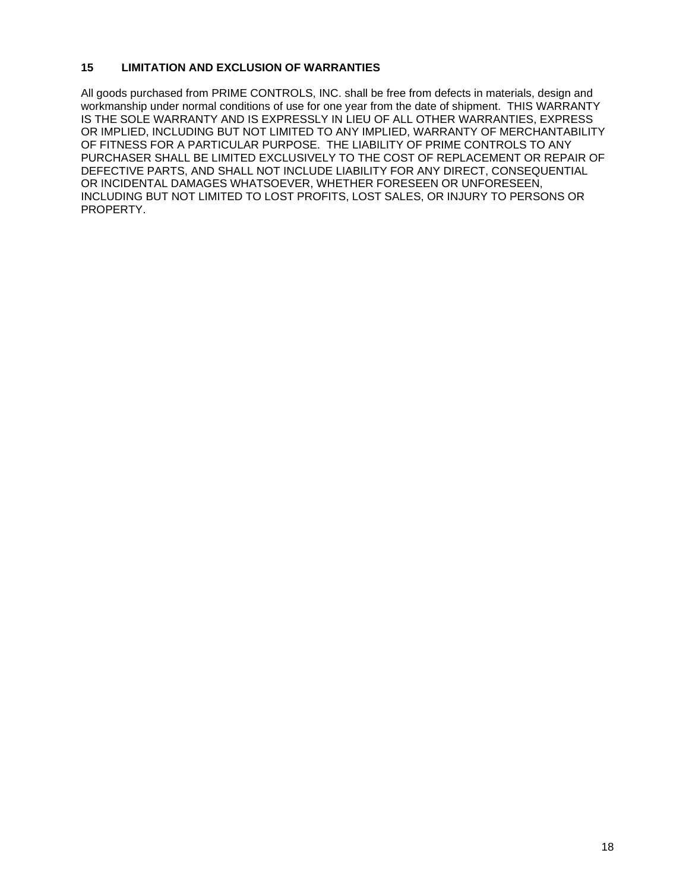## 15 LIMITATION AND EXCLUSION OF WARRANTIES

All goods purchased from PRIME CONTROLS, INC. shall be free from defects in materials, design and workmanship under normal conditions of use for one year from the date of shipment. THIS WARRANTY IS THE SOLE WARRANTY AND IS EXPRESSLY IN LIEU OF ALL OTHER WARRANTIES, EXPRESS OR IMPLIED, INCLUDING BUT NOT LIMITED TO ANY IMPLIED, WARRANTY OF MERCHANTABILITY OF FITNESS FOR A PARTICULAR PURPOSE. THE LIABILITY OF PRIME CONTROLS TO ANY PURCHASER SHALL BE LIMITED EXCLUSIVELY TO THE COST OF REPLACEMENT OR REPAIR OF DEFECTIVE PARTS, AND SHALL NOT INCLUDE LIABILITY FOR ANY DIRECT, CONSEQUENTIAL OR INCIDENTAL DAMAGES WHATSOEVER, WHETHER FORESEEN OR UNFORESEEN, INCLUDING BUT NOT LIMITED TO LOST PROFITS, LOST SALES, OR INJURY TO PERSONS OR PROPERTY.